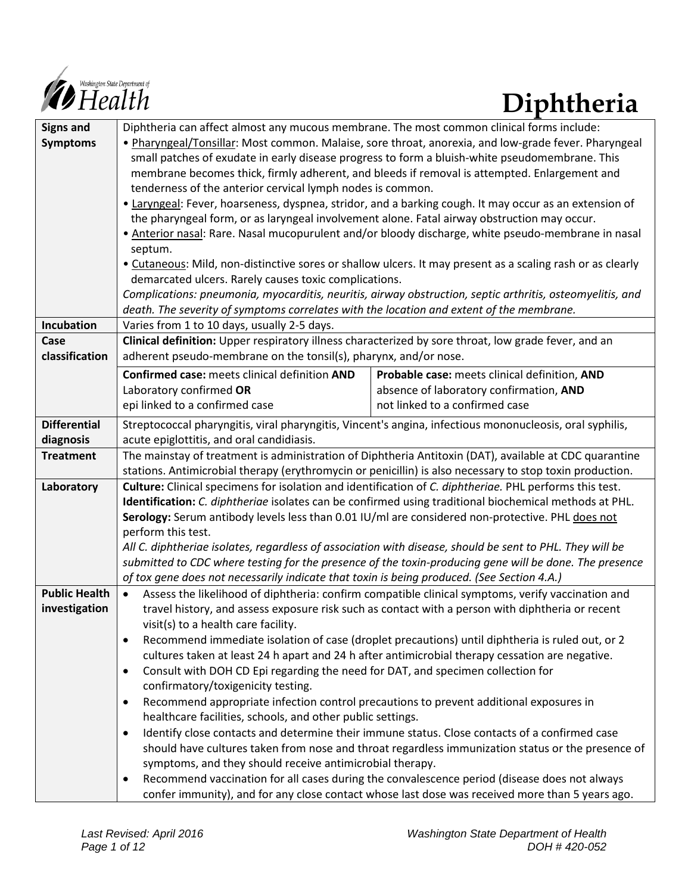# Diphtheria

| | |
|---|---|
| **Signs and Symptoms** | Diphtheria can affect almost any mucous membrane. The most common clinical forms include:<br>• Pharyngeal/Tonsillar: Most common. Malaise, sore throat, anorexia, and low-grade fever. Pharyngeal small patches of exudate in early disease progress to form a bluish-white pseudomembrane. This membrane becomes thick, firmly adherent, and bleeds if removal is attempted. Enlargement and tenderness of the anterior cervical lymph nodes is common.<br>• Laryngeal: Fever, hoarseness, dyspnea, stridor, and a barking cough. It may occur as an extension of the pharyngeal form, or as laryngeal involvement alone. Fatal airway obstruction may occur.<br>• Anterior nasal: Rare. Nasal mucopurulent and/or bloody discharge, white pseudo-membrane in nasal septum.<br>• Cutaneous: Mild, non-distinctive sores or shallow ulcers. It may present as a scaling rash or as clearly demarcated ulcers. Rarely causes toxic complications.<br>*Complications: pneumonia, myocarditis, neuritis, airway obstruction, septic arthritis, osteomyelitis, and death. The severity of symptoms correlates with the location and extent of the membrane.* |
| **Incubation** | Varies from 1 to 10 days, usually 2-5 days. |
| **Case classification** | **Clinical definition:** Upper respiratory illness characterized by sore throat, low grade fever, and an adherent pseudo-membrane on the tonsil(s), pharynx, and/or nose.<br>**Confirmed case:** meets clinical definition **AND** Laboratory confirmed **OR** epi linked to a confirmed case<br>**Probable case:** meets clinical definition, **AND** absence of laboratory confirmation, **AND** not linked to a confirmed case |
| **Differential diagnosis** | Streptococcal pharyngitis, viral pharyngitis, Vincent's angina, infectious mononucleosis, oral syphilis, acute epiglottitis, and oral candidiasis. |
| **Treatment** | The mainstay of treatment is administration of Diphtheria Antitoxin (DAT), available at CDC quarantine stations. Antimicrobial therapy (erythromycin or penicillin) is also necessary to stop toxin production. |
| **Laboratory** | **Culture:** Clinical specimens for isolation and identification of *C. diphtheriae.* PHL performs this test.<br>**Identification:** *C. diphtheriae* isolates can be confirmed using traditional biochemical methods at PHL.<br>**Serology:** Serum antibody levels less than 0.01 IU/ml are considered non-protective. PHL does not perform this test.<br>*All C. diphtheriae isolates, regardless of association with disease, should be sent to PHL. They will be submitted to CDC where testing for the presence of the toxin-producing gene will be done. The presence of tox gene does not necessarily indicate that toxin is being produced. (See Section 4.A.)* |
| **Public Health investigation** | • Assess the likelihood of diphtheria: confirm compatible clinical symptoms, verify vaccination and travel history, and assess exposure risk such as contact with a person with diphtheria or recent visit(s) to a health care facility.<br>• Recommend immediate isolation of case (droplet precautions) until diphtheria is ruled out, or 2 cultures taken at least 24 h apart and 24 h after antimicrobial therapy cessation are negative.<br>• Consult with DOH CD Epi regarding the need for DAT, and specimen collection for confirmatory/toxigenicity testing.<br>• Recommend appropriate infection control precautions to prevent additional exposures in healthcare facilities, schools, and other public settings.<br>• Identify close contacts and determine their immune status. Close contacts of a confirmed case should have cultures taken from nose and throat regardless immunization status or the presence of symptoms, and they should receive antimicrobial therapy.<br>• Recommend vaccination for all cases during the convalescence period (disease does not always confer immunity), and for any close contact whose last dose was received more than 5 years ago. |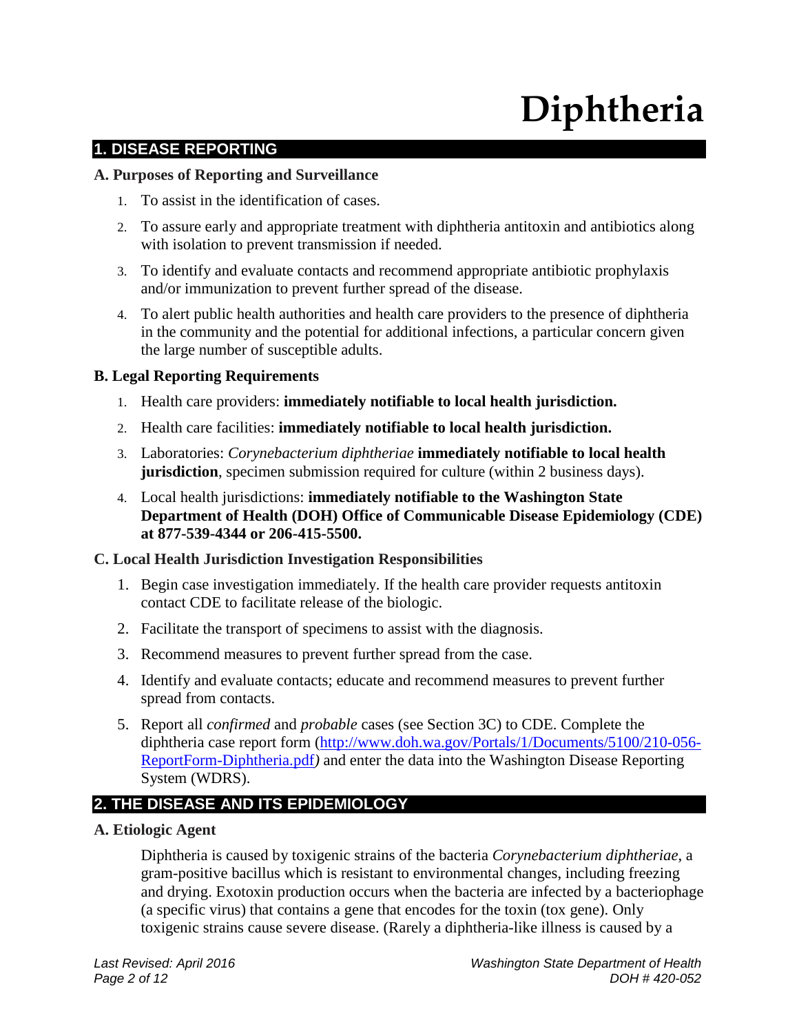# Diphtheria

## 1. DISEASE REPORTING

### A. Purposes of Reporting and Surveillance

1. To assist in the identification of cases.
2. To assure early and appropriate treatment with diphtheria antitoxin and antibiotics along with isolation to prevent transmission if needed.
3. To identify and evaluate contacts and recommend appropriate antibiotic prophylaxis and/or immunization to prevent further spread of the disease.
4. To alert public health authorities and health care providers to the presence of diphtheria in the community and the potential for additional infections, a particular concern given the large number of susceptible adults.

### B. Legal Reporting Requirements

1. Health care providers: **immediately notifiable to local health jurisdiction.**
2. Health care facilities: **immediately notifiable to local health jurisdiction.**
3. Laboratories: *Corynebacterium diphtheriae* **immediately notifiable to local health jurisdiction**, specimen submission required for culture (within 2 business days).
4. Local health jurisdictions: **immediately notifiable to the Washington State Department of Health (DOH) Office of Communicable Disease Epidemiology (CDE) at 877-539-4344 or 206-415-5500.**

### C. Local Health Jurisdiction Investigation Responsibilities

1. Begin case investigation immediately. If the health care provider requests antitoxin contact CDE to facilitate release of the biologic.
2. Facilitate the transport of specimens to assist with the diagnosis.
3. Recommend measures to prevent further spread from the case.
4. Identify and evaluate contacts; educate and recommend measures to prevent further spread from contacts.
5. Report all *confirmed* and *probable* cases (see Section 3C) to CDE. Complete the diphtheria case report form (http://www.doh.wa.gov/Portals/1/Documents/5100/210-056-ReportForm-Diphtheria.pdf*)* and enter the data into the Washington Disease Reporting System (WDRS).

## 2. THE DISEASE AND ITS EPIDEMIOLOGY

### A. Etiologic Agent

Diphtheria is caused by toxigenic strains of the bacteria *Corynebacterium diphtheriae*, a gram-positive bacillus which is resistant to environmental changes, including freezing and drying. Exotoxin production occurs when the bacteria are infected by a bacteriophage (a specific virus) that contains a gene that encodes for the toxin (tox gene). Only toxigenic strains cause severe disease. (Rarely a diphtheria-like illness is caused by a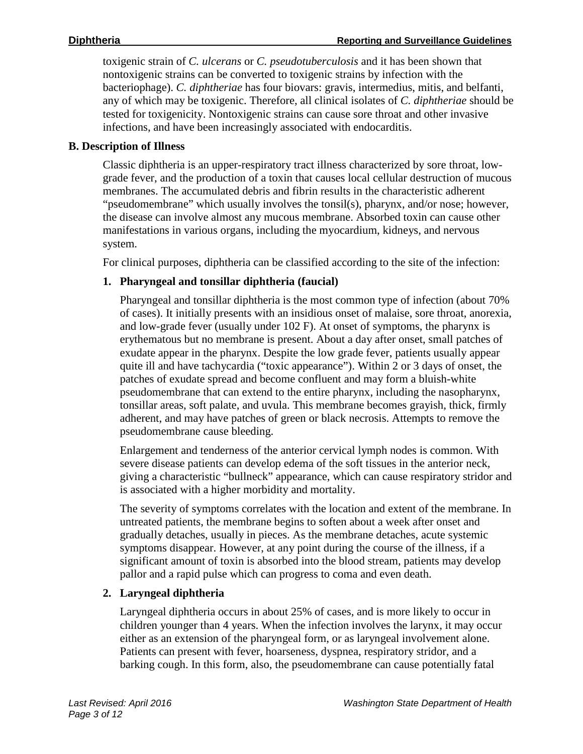toxigenic strain of *C. ulcerans* or *C. pseudotuberculosis* and it has been shown that nontoxigenic strains can be converted to toxigenic strains by infection with the bacteriophage). *C. diphtheriae* has four biovars: gravis, intermedius, mitis, and belfanti, any of which may be toxigenic. Therefore, all clinical isolates of *C. diphtheriae* should be tested for toxigenicity. Nontoxigenic strains can cause sore throat and other invasive infections, and have been increasingly associated with endocarditis.

## B. Description of Illness

Classic diphtheria is an upper-respiratory tract illness characterized by sore throat, low-grade fever, and the production of a toxin that causes local cellular destruction of mucous membranes. The accumulated debris and fibrin results in the characteristic adherent "pseudomembrane" which usually involves the tonsil(s), pharynx, and/or nose; however, the disease can involve almost any mucous membrane. Absorbed toxin can cause other manifestations in various organs, including the myocardium, kidneys, and nervous system.

For clinical purposes, diphtheria can be classified according to the site of the infection:

### 1. Pharyngeal and tonsillar diphtheria (faucial)

Pharyngeal and tonsillar diphtheria is the most common type of infection (about 70% of cases). It initially presents with an insidious onset of malaise, sore throat, anorexia, and low-grade fever (usually under 102 F). At onset of symptoms, the pharynx is erythematous but no membrane is present. About a day after onset, small patches of exudate appear in the pharynx. Despite the low grade fever, patients usually appear quite ill and have tachycardia ("toxic appearance"). Within 2 or 3 days of onset, the patches of exudate spread and become confluent and may form a bluish-white pseudomembrane that can extend to the entire pharynx, including the nasopharynx, tonsillar areas, soft palate, and uvula. This membrane becomes grayish, thick, firmly adherent, and may have patches of green or black necrosis. Attempts to remove the pseudomembrane cause bleeding.

Enlargement and tenderness of the anterior cervical lymph nodes is common. With severe disease patients can develop edema of the soft tissues in the anterior neck, giving a characteristic "bullneck" appearance, which can cause respiratory stridor and is associated with a higher morbidity and mortality.

The severity of symptoms correlates with the location and extent of the membrane. In untreated patients, the membrane begins to soften about a week after onset and gradually detaches, usually in pieces. As the membrane detaches, acute systemic symptoms disappear. However, at any point during the course of the illness, if a significant amount of toxin is absorbed into the blood stream, patients may develop pallor and a rapid pulse which can progress to coma and even death.

### 2. Laryngeal diphtheria

Laryngeal diphtheria occurs in about 25% of cases, and is more likely to occur in children younger than 4 years. When the infection involves the larynx, it may occur either as an extension of the pharyngeal form, or as laryngeal involvement alone. Patients can present with fever, hoarseness, dyspnea, respiratory stridor, and a barking cough. In this form, also, the pseudomembrane can cause potentially fatal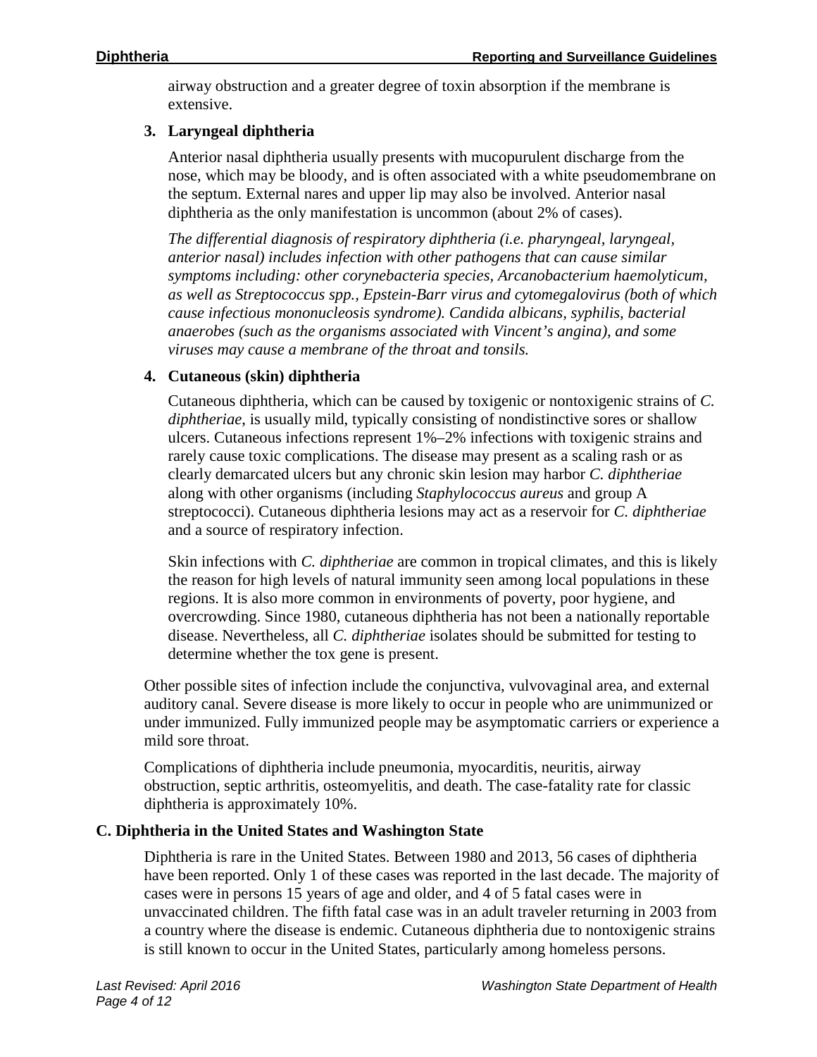airway obstruction and a greater degree of toxin absorption if the membrane is extensive.

**3. Laryngeal diphtheria**

Anterior nasal diphtheria usually presents with mucopurulent discharge from the nose, which may be bloody, and is often associated with a white pseudomembrane on the septum. External nares and upper lip may also be involved. Anterior nasal diphtheria as the only manifestation is uncommon (about 2% of cases).

*The differential diagnosis of respiratory diphtheria (i.e. pharyngeal, laryngeal, anterior nasal) includes infection with other pathogens that can cause similar symptoms including: other corynebacteria species, Arcanobacterium haemolyticum, as well as Streptococcus spp., Epstein-Barr virus and cytomegalovirus (both of which cause infectious mononucleosis syndrome). Candida albicans, syphilis, bacterial anaerobes (such as the organisms associated with Vincent's angina), and some viruses may cause a membrane of the throat and tonsils.*

**4. Cutaneous (skin) diphtheria**

Cutaneous diphtheria, which can be caused by toxigenic or nontoxigenic strains of *C. diphtheriae*, is usually mild, typically consisting of nondistinctive sores or shallow ulcers. Cutaneous infections represent 1%–2% infections with toxigenic strains and rarely cause toxic complications. The disease may present as a scaling rash or as clearly demarcated ulcers but any chronic skin lesion may harbor *C. diphtheriae* along with other organisms (including *Staphylococcus aureus* and group A streptococci). Cutaneous diphtheria lesions may act as a reservoir for *C. diphtheriae* and a source of respiratory infection.

Skin infections with *C. diphtheriae* are common in tropical climates, and this is likely the reason for high levels of natural immunity seen among local populations in these regions. It is also more common in environments of poverty, poor hygiene, and overcrowding. Since 1980, cutaneous diphtheria has not been a nationally reportable disease. Nevertheless, all *C. diphtheriae* isolates should be submitted for testing to determine whether the tox gene is present.

Other possible sites of infection include the conjunctiva, vulvovaginal area, and external auditory canal. Severe disease is more likely to occur in people who are unimmunized or under immunized. Fully immunized people may be asymptomatic carriers or experience a mild sore throat.

Complications of diphtheria include pneumonia, myocarditis, neuritis, airway obstruction, septic arthritis, osteomyelitis, and death. The case-fatality rate for classic diphtheria is approximately 10%.

### C. Diphtheria in the United States and Washington State

Diphtheria is rare in the United States. Between 1980 and 2013, 56 cases of diphtheria have been reported. Only 1 of these cases was reported in the last decade. The majority of cases were in persons 15 years of age and older, and 4 of 5 fatal cases were in unvaccinated children. The fifth fatal case was in an adult traveler returning in 2003 from a country where the disease is endemic. Cutaneous diphtheria due to nontoxigenic strains is still known to occur in the United States, particularly among homeless persons.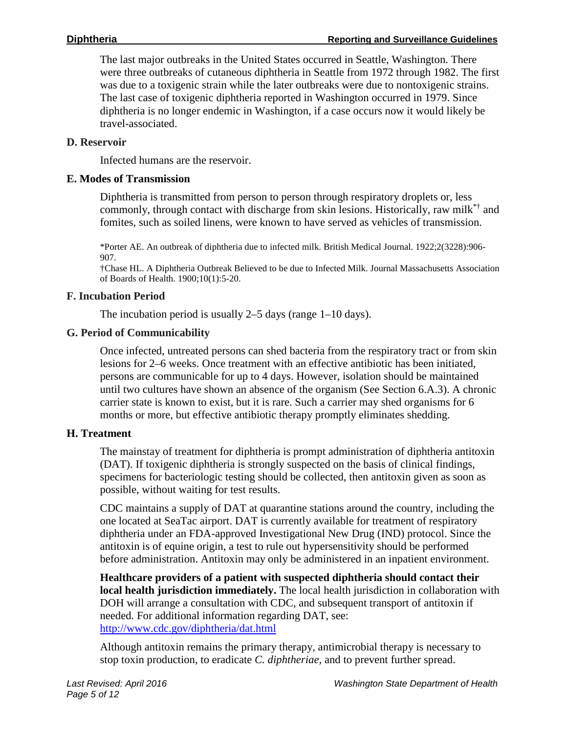The last major outbreaks in the United States occurred in Seattle, Washington. There were three outbreaks of cutaneous diphtheria in Seattle from 1972 through 1982. The first was due to a toxigenic strain while the later outbreaks were due to nontoxigenic strains. The last case of toxigenic diphtheria reported in Washington occurred in 1979. Since diphtheria is no longer endemic in Washington, if a case occurs now it would likely be travel-associated.

### D. Reservoir

Infected humans are the reservoir.

### E. Modes of Transmission

Diphtheria is transmitted from person to person through respiratory droplets or, less commonly, through contact with discharge from skin lesions. Historically, raw milk[*†] and fomites, such as soiled linens, were known to have served as vehicles of transmission.

*Porter AE. An outbreak of diphtheria due to infected milk. British Medical Journal. 1922;2(3228):906-907.
†Chase HL. A Diphtheria Outbreak Believed to be due to Infected Milk. Journal Massachusetts Association of Boards of Health. 1900;10(1):5-20.

### F. Incubation Period

The incubation period is usually 2–5 days (range 1–10 days).

### G. Period of Communicability

Once infected, untreated persons can shed bacteria from the respiratory tract or from skin lesions for 2–6 weeks. Once treatment with an effective antibiotic has been initiated, persons are communicable for up to 4 days. However, isolation should be maintained until two cultures have shown an absence of the organism (See Section 6.A.3). A chronic carrier state is known to exist, but it is rare. Such a carrier may shed organisms for 6 months or more, but effective antibiotic therapy promptly eliminates shedding.

### H. Treatment

The mainstay of treatment for diphtheria is prompt administration of diphtheria antitoxin (DAT). If toxigenic diphtheria is strongly suspected on the basis of clinical findings, specimens for bacteriologic testing should be collected, then antitoxin given as soon as possible, without waiting for test results.

CDC maintains a supply of DAT at quarantine stations around the country, including the one located at SeaTac airport. DAT is currently available for treatment of respiratory diphtheria under an FDA-approved Investigational New Drug (IND) protocol. Since the antitoxin is of equine origin, a test to rule out hypersensitivity should be performed before administration. Antitoxin may only be administered in an inpatient environment.

**Healthcare providers of a patient with suspected diphtheria should contact their local health jurisdiction immediately.** The local health jurisdiction in collaboration with DOH will arrange a consultation with CDC, and subsequent transport of antitoxin if needed. For additional information regarding DAT, see: http://www.cdc.gov/diphtheria/dat.html

Although antitoxin remains the primary therapy, antimicrobial therapy is necessary to stop toxin production, to eradicate *C. diphtheriae,* and to prevent further spread.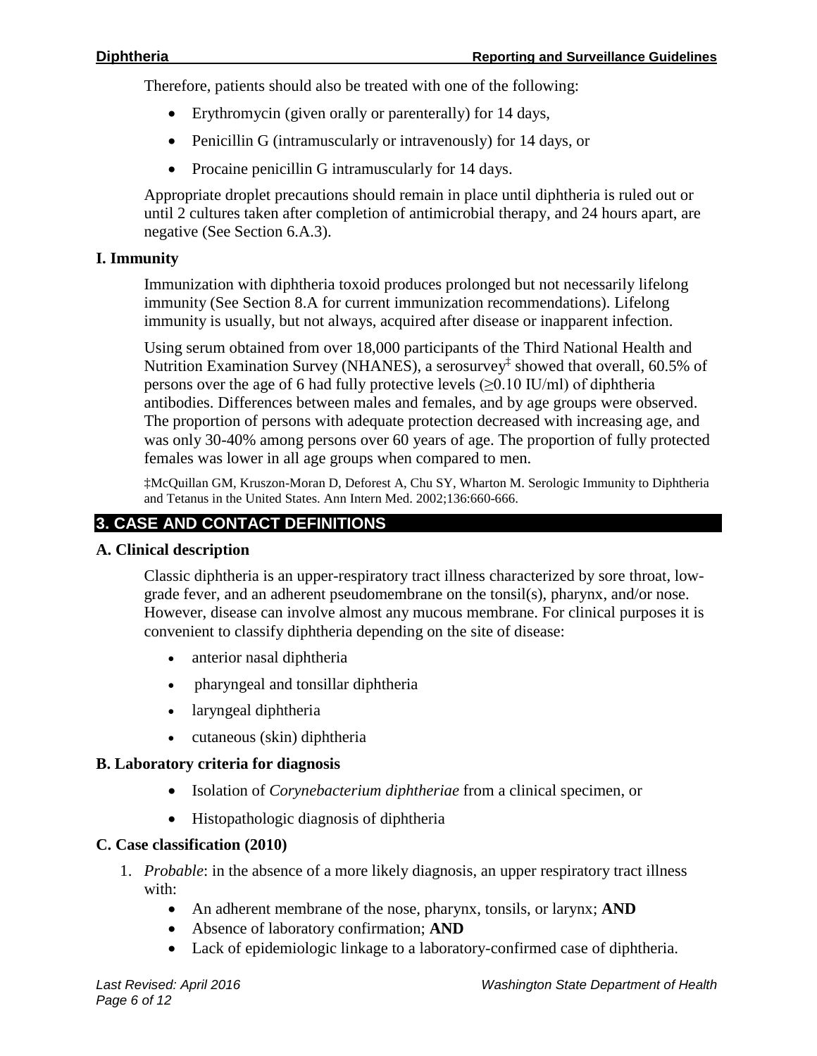Therefore, patients should also be treated with one of the following:

- Erythromycin (given orally or parenterally) for 14 days,
- Penicillin G (intramuscularly or intravenously) for 14 days, or
- Procaine penicillin G intramuscularly for 14 days.

Appropriate droplet precautions should remain in place until diphtheria is ruled out or until 2 cultures taken after completion of antimicrobial therapy, and 24 hours apart, are negative (See Section 6.A.3).

### I. Immunity

Immunization with diphtheria toxoid produces prolonged but not necessarily lifelong immunity (See Section 8.A for current immunization recommendations). Lifelong immunity is usually, but not always, acquired after disease or inapparent infection.

Using serum obtained from over 18,000 participants of the Third National Health and Nutrition Examination Survey (NHANES), a serosurvey[‡] showed that overall, 60.5% of persons over the age of 6 had fully protective levels (≥0.10 IU/ml) of diphtheria antibodies. Differences between males and females, and by age groups were observed. The proportion of persons with adequate protection decreased with increasing age, and was only 30-40% among persons over 60 years of age. The proportion of fully protected females was lower in all age groups when compared to men.

‡McQuillan GM, Kruszon-Moran D, Deforest A, Chu SY, Wharton M. Serologic Immunity to Diphtheria and Tetanus in the United States. Ann Intern Med. 2002;136:660-666.

## 3. CASE AND CONTACT DEFINITIONS

### A. Clinical description

Classic diphtheria is an upper-respiratory tract illness characterized by sore throat, low-grade fever, and an adherent pseudomembrane on the tonsil(s), pharynx, and/or nose. However, disease can involve almost any mucous membrane. For clinical purposes it is convenient to classify diphtheria depending on the site of disease:

- anterior nasal diphtheria
- pharyngeal and tonsillar diphtheria
- laryngeal diphtheria
- cutaneous (skin) diphtheria

### B. Laboratory criteria for diagnosis

- Isolation of *Corynebacterium diphtheriae* from a clinical specimen, or
- Histopathologic diagnosis of diphtheria

### C. Case classification (2010)

1. *Probable*: in the absence of a more likely diagnosis, an upper respiratory tract illness with:
   - An adherent membrane of the nose, pharynx, tonsils, or larynx; **AND**
   - Absence of laboratory confirmation; **AND**
   - Lack of epidemiologic linkage to a laboratory-confirmed case of diphtheria.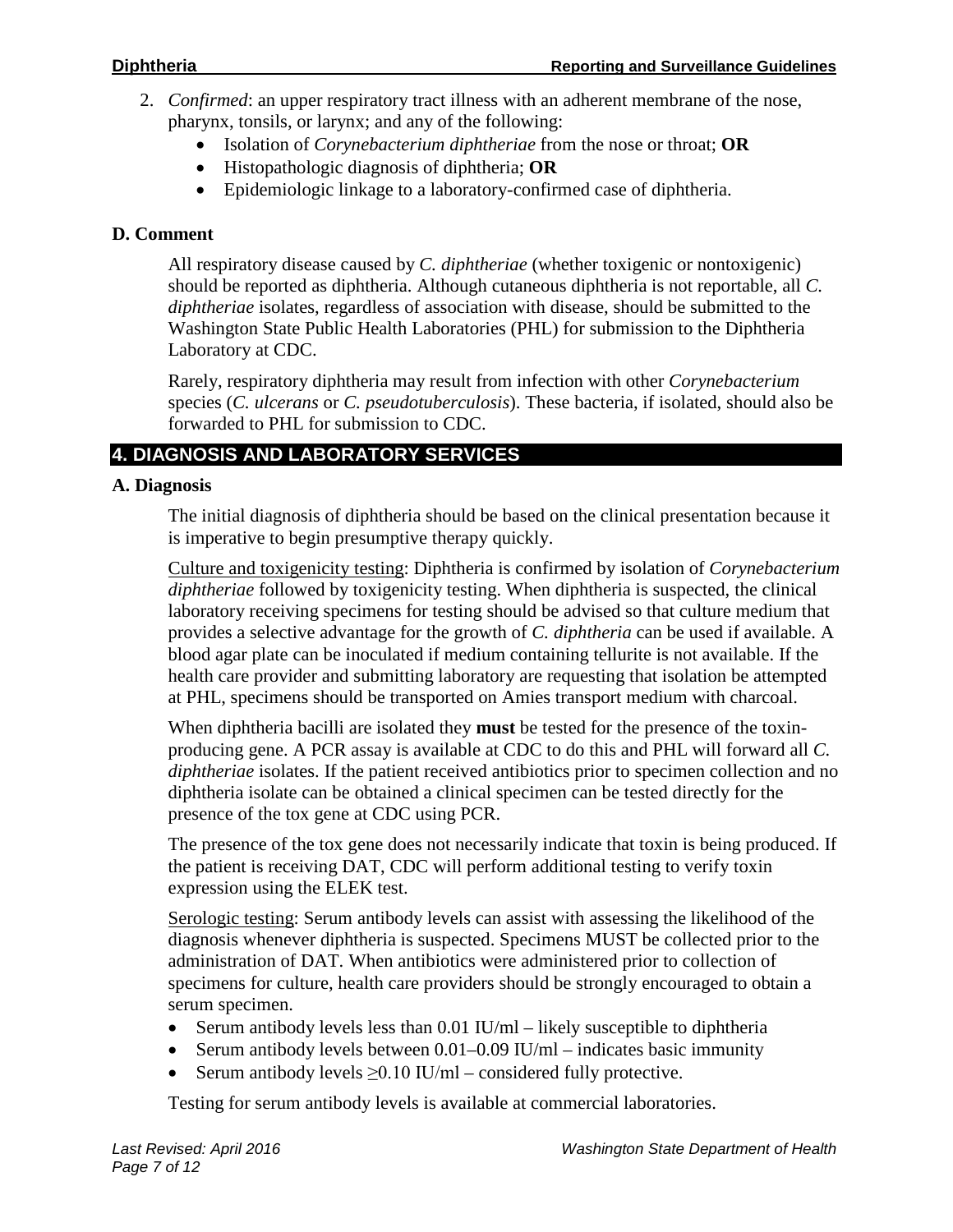2. *Confirmed*: an upper respiratory tract illness with an adherent membrane of the nose, pharynx, tonsils, or larynx; and any of the following:
    - Isolation of *Corynebacterium diphtheriae* from the nose or throat; **OR**
    - Histopathologic diagnosis of diphtheria; **OR**
    - Epidemiologic linkage to a laboratory-confirmed case of diphtheria.

### D. Comment

All respiratory disease caused by *C. diphtheriae* (whether toxigenic or nontoxigenic) should be reported as diphtheria. Although cutaneous diphtheria is not reportable, all *C. diphtheriae* isolates, regardless of association with disease, should be submitted to the Washington State Public Health Laboratories (PHL) for submission to the Diphtheria Laboratory at CDC.

Rarely, respiratory diphtheria may result from infection with other *Corynebacterium* species (*C. ulcerans* or *C. pseudotuberculosis*). These bacteria, if isolated, should also be forwarded to PHL for submission to CDC.

## 4. DIAGNOSIS AND LABORATORY SERVICES

### A. Diagnosis

The initial diagnosis of diphtheria should be based on the clinical presentation because it is imperative to begin presumptive therapy quickly.

Culture and toxigenicity testing: Diphtheria is confirmed by isolation of *Corynebacterium diphtheriae* followed by toxigenicity testing. When diphtheria is suspected, the clinical laboratory receiving specimens for testing should be advised so that culture medium that provides a selective advantage for the growth of *C. diphtheria* can be used if available. A blood agar plate can be inoculated if medium containing tellurite is not available. If the health care provider and submitting laboratory are requesting that isolation be attempted at PHL, specimens should be transported on Amies transport medium with charcoal.

When diphtheria bacilli are isolated they **must** be tested for the presence of the toxin-producing gene. A PCR assay is available at CDC to do this and PHL will forward all *C. diphtheriae* isolates. If the patient received antibiotics prior to specimen collection and no diphtheria isolate can be obtained a clinical specimen can be tested directly for the presence of the tox gene at CDC using PCR.

The presence of the tox gene does not necessarily indicate that toxin is being produced. If the patient is receiving DAT, CDC will perform additional testing to verify toxin expression using the ELEK test.

Serologic testing: Serum antibody levels can assist with assessing the likelihood of the diagnosis whenever diphtheria is suspected. Specimens MUST be collected prior to the administration of DAT. When antibiotics were administered prior to collection of specimens for culture, health care providers should be strongly encouraged to obtain a serum specimen.

- Serum antibody levels less than 0.01 IU/ml – likely susceptible to diphtheria
- Serum antibody levels between 0.01–0.09 IU/ml – indicates basic immunity
- Serum antibody levels $\geq$0.10 IU/ml – considered fully protective.

Testing for serum antibody levels is available at commercial laboratories.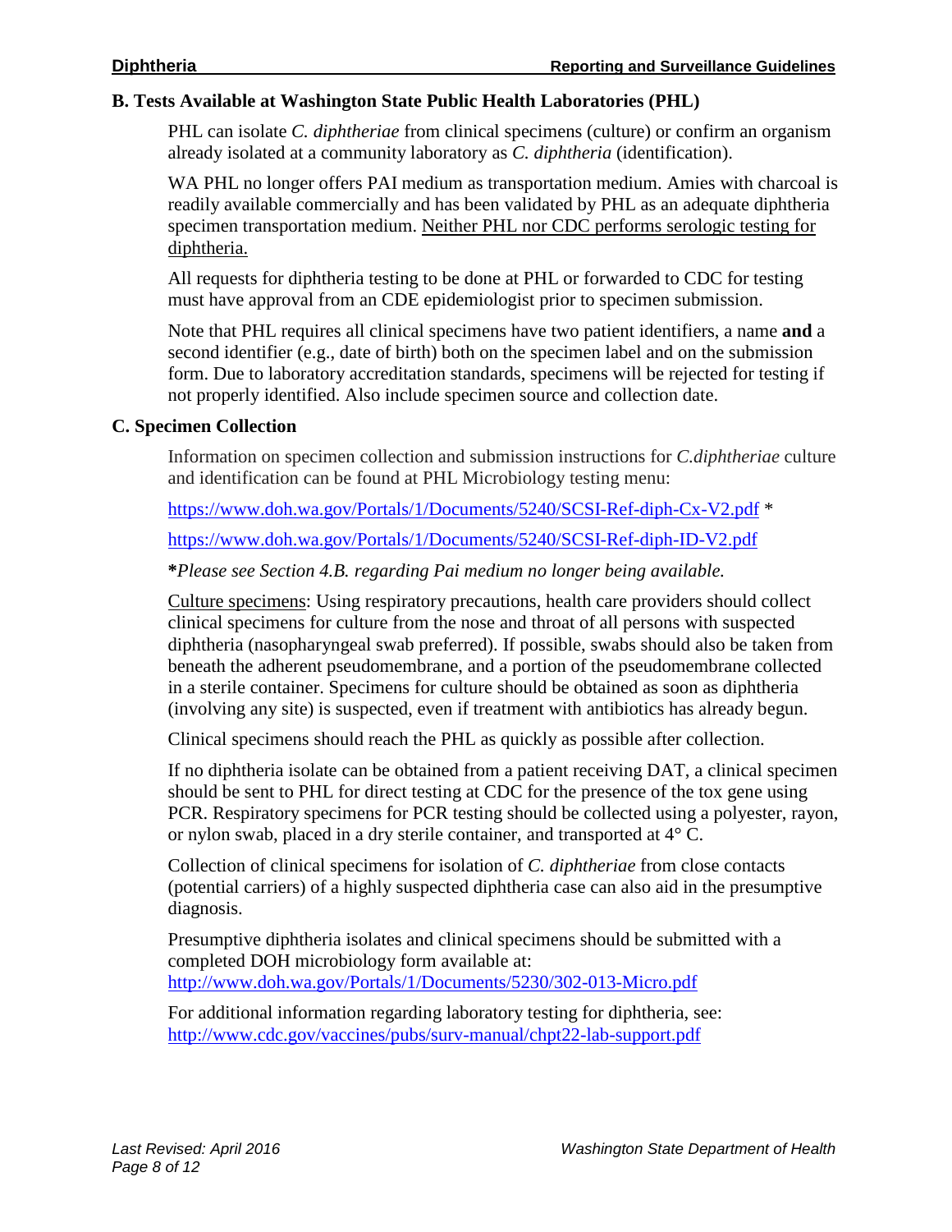### B. Tests Available at Washington State Public Health Laboratories (PHL)

PHL can isolate *C. diphtheriae* from clinical specimens (culture) or confirm an organism already isolated at a community laboratory as *C. diphtheria* (identification).

WA PHL no longer offers PAI medium as transportation medium. Amies with charcoal is readily available commercially and has been validated by PHL as an adequate diphtheria specimen transportation medium. <u>Neither PHL nor CDC performs serologic testing for diphtheria.</u>

All requests for diphtheria testing to be done at PHL or forwarded to CDC for testing must have approval from an CDE epidemiologist prior to specimen submission.

Note that PHL requires all clinical specimens have two patient identifiers, a name **and** a second identifier (e.g., date of birth) both on the specimen label and on the submission form. Due to laboratory accreditation standards, specimens will be rejected for testing if not properly identified. Also include specimen source and collection date.

### C. Specimen Collection

Information on specimen collection and submission instructions for *C.diphtheriae* culture and identification can be found at PHL Microbiology testing menu:

https://www.doh.wa.gov/Portals/1/Documents/5240/SCSI-Ref-diph-Cx-V2.pdf *

https://www.doh.wa.gov/Portals/1/Documents/5240/SCSI-Ref-diph-ID-V2.pdf

**\***\*Please see Section 4.B. regarding Pai medium no longer being available.*

<u>Culture specimens</u>: Using respiratory precautions, health care providers should collect clinical specimens for culture from the nose and throat of all persons with suspected diphtheria (nasopharyngeal swab preferred). If possible, swabs should also be taken from beneath the adherent pseudomembrane, and a portion of the pseudomembrane collected in a sterile container. Specimens for culture should be obtained as soon as diphtheria (involving any site) is suspected, even if treatment with antibiotics has already begun.

Clinical specimens should reach the PHL as quickly as possible after collection.

If no diphtheria isolate can be obtained from a patient receiving DAT, a clinical specimen should be sent to PHL for direct testing at CDC for the presence of the tox gene using PCR. Respiratory specimens for PCR testing should be collected using a polyester, rayon, or nylon swab, placed in a dry sterile container, and transported at 4° C.

Collection of clinical specimens for isolation of *C. diphtheriae* from close contacts (potential carriers) of a highly suspected diphtheria case can also aid in the presumptive diagnosis.

Presumptive diphtheria isolates and clinical specimens should be submitted with a completed DOH microbiology form available at:
http://www.doh.wa.gov/Portals/1/Documents/5230/302-013-Micro.pdf

For additional information regarding laboratory testing for diphtheria, see:
http://www.cdc.gov/vaccines/pubs/surv-manual/chpt22-lab-support.pdf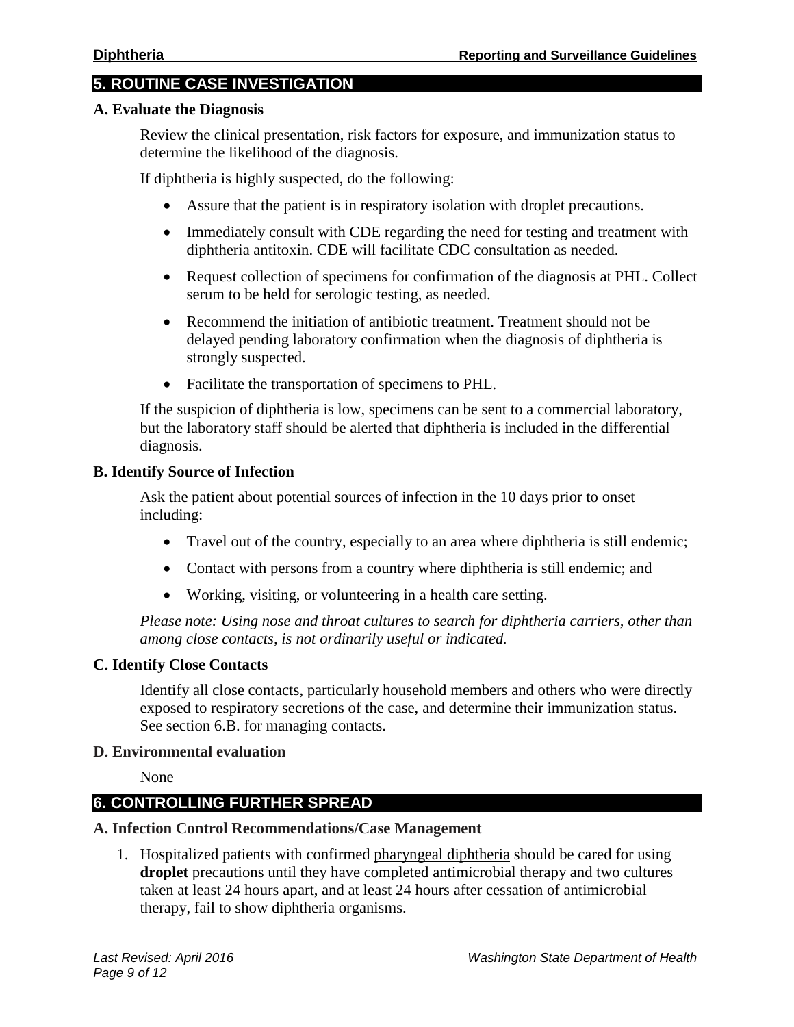## 5. ROUTINE CASE INVESTIGATION

### A. Evaluate the Diagnosis

Review the clinical presentation, risk factors for exposure, and immunization status to determine the likelihood of the diagnosis.

If diphtheria is highly suspected, do the following:

- Assure that the patient is in respiratory isolation with droplet precautions.
- Immediately consult with CDE regarding the need for testing and treatment with diphtheria antitoxin. CDE will facilitate CDC consultation as needed.
- Request collection of specimens for confirmation of the diagnosis at PHL. Collect serum to be held for serologic testing, as needed.
- Recommend the initiation of antibiotic treatment. Treatment should not be delayed pending laboratory confirmation when the diagnosis of diphtheria is strongly suspected.
- Facilitate the transportation of specimens to PHL.

If the suspicion of diphtheria is low, specimens can be sent to a commercial laboratory, but the laboratory staff should be alerted that diphtheria is included in the differential diagnosis.

### B. Identify Source of Infection

Ask the patient about potential sources of infection in the 10 days prior to onset including:

- Travel out of the country, especially to an area where diphtheria is still endemic;
- Contact with persons from a country where diphtheria is still endemic; and
- Working, visiting, or volunteering in a health care setting.

*Please note: Using nose and throat cultures to search for diphtheria carriers, other than among close contacts, is not ordinarily useful or indicated.*

### C. Identify Close Contacts

Identify all close contacts, particularly household members and others who were directly exposed to respiratory secretions of the case, and determine their immunization status. See section 6.B. for managing contacts.

### D. Environmental evaluation

None

## 6. CONTROLLING FURTHER SPREAD

### A. Infection Control Recommendations/Case Management

1. Hospitalized patients with confirmed pharyngeal diphtheria should be cared for using **droplet** precautions until they have completed antimicrobial therapy and two cultures taken at least 24 hours apart, and at least 24 hours after cessation of antimicrobial therapy, fail to show diphtheria organisms.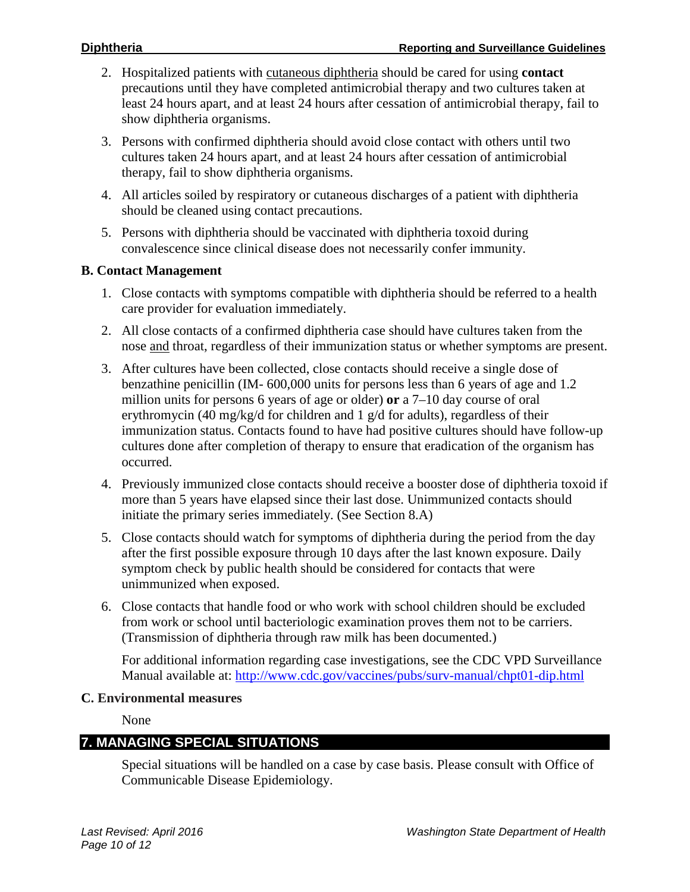2. Hospitalized patients with cutaneous diphtheria should be cared for using **contact** precautions until they have completed antimicrobial therapy and two cultures taken at least 24 hours apart, and at least 24 hours after cessation of antimicrobial therapy, fail to show diphtheria organisms.

3. Persons with confirmed diphtheria should avoid close contact with others until two cultures taken 24 hours apart, and at least 24 hours after cessation of antimicrobial therapy, fail to show diphtheria organisms.

4. All articles soiled by respiratory or cutaneous discharges of a patient with diphtheria should be cleaned using contact precautions.

5. Persons with diphtheria should be vaccinated with diphtheria toxoid during convalescence since clinical disease does not necessarily confer immunity.

### B. Contact Management

1. Close contacts with symptoms compatible with diphtheria should be referred to a health care provider for evaluation immediately.

2. All close contacts of a confirmed diphtheria case should have cultures taken from the nose and throat, regardless of their immunization status or whether symptoms are present.

3. After cultures have been collected, close contacts should receive a single dose of benzathine penicillin (IM- 600,000 units for persons less than 6 years of age and 1.2 million units for persons 6 years of age or older) **or** a 7–10 day course of oral erythromycin (40 mg/kg/d for children and 1 g/d for adults), regardless of their immunization status. Contacts found to have had positive cultures should have follow-up cultures done after completion of therapy to ensure that eradication of the organism has occurred.

4. Previously immunized close contacts should receive a booster dose of diphtheria toxoid if more than 5 years have elapsed since their last dose. Unimmunized contacts should initiate the primary series immediately. (See Section 8.A)

5. Close contacts should watch for symptoms of diphtheria during the period from the day after the first possible exposure through 10 days after the last known exposure. Daily symptom check by public health should be considered for contacts that were unimmunized when exposed.

6. Close contacts that handle food or who work with school children should be excluded from work or school until bacteriologic examination proves them not to be carriers. (Transmission of diphtheria through raw milk has been documented.)

   For additional information regarding case investigations, see the CDC VPD Surveillance Manual available at: http://www.cdc.gov/vaccines/pubs/surv-manual/chpt01-dip.html

### C. Environmental measures

None

## 7. MANAGING SPECIAL SITUATIONS

Special situations will be handled on a case by case basis. Please consult with Office of Communicable Disease Epidemiology.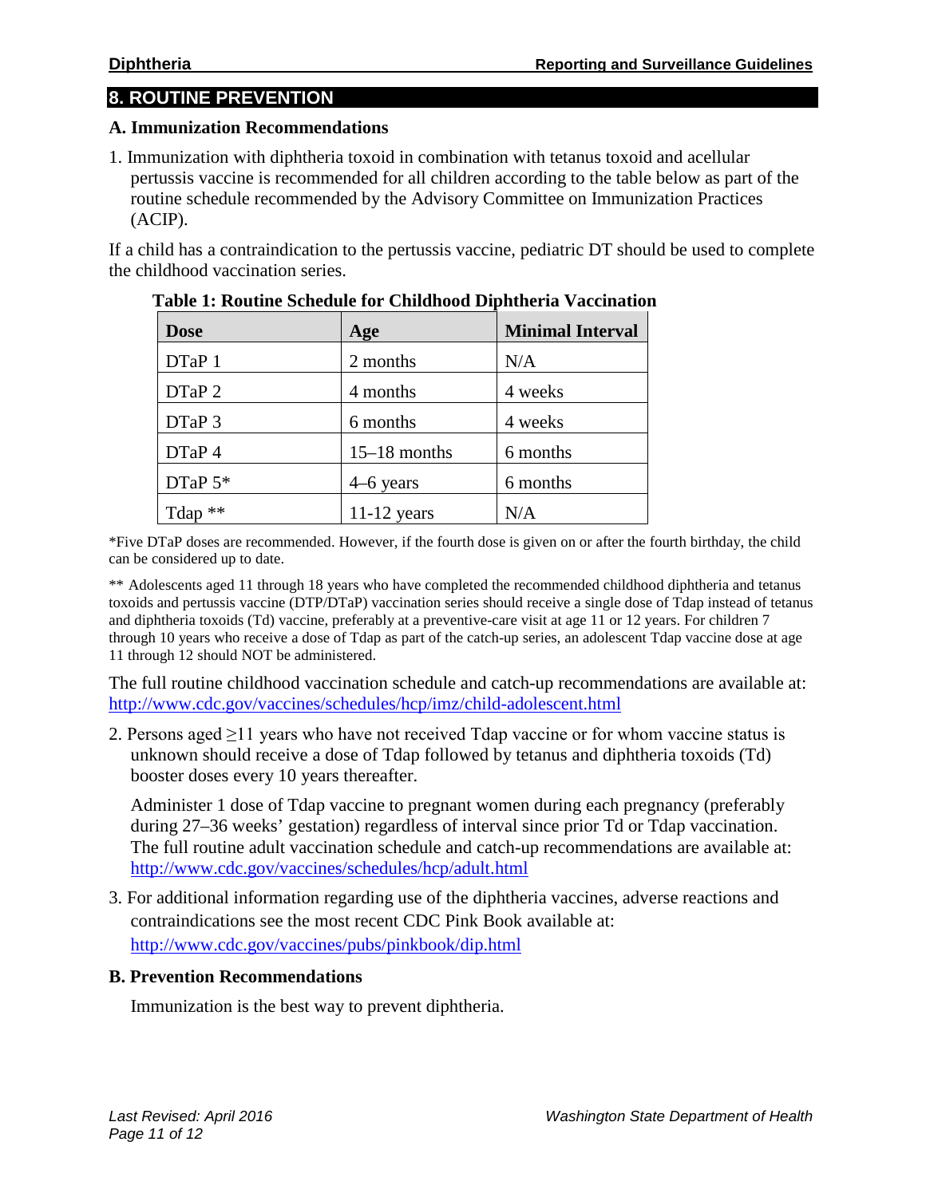## 8. ROUTINE PREVENTION

### A. Immunization Recommendations

1. Immunization with diphtheria toxoid in combination with tetanus toxoid and acellular pertussis vaccine is recommended for all children according to the table below as part of the routine schedule recommended by the Advisory Committee on Immunization Practices (ACIP).

If a child has a contraindication to the pertussis vaccine, pediatric DT should be used to complete the childhood vaccination series.

**Table 1: Routine Schedule for Childhood Diphtheria Vaccination**

| Dose | Age | Minimal Interval |
|---|---|---|
| DTaP 1 | 2 months | N/A |
| DTaP 2 | 4 months | 4 weeks |
| DTaP 3 | 6 months | 4 weeks |
| DTaP 4 | 15–18 months | 6 months |
| DTaP 5* | 4–6 years | 6 months |
| Tdap ** | 11-12 years | N/A |

*Five DTaP doses are recommended. However, if the fourth dose is given on or after the fourth birthday, the child can be considered up to date.

** Adolescents aged 11 through 18 years who have completed the recommended childhood diphtheria and tetanus toxoids and pertussis vaccine (DTP/DTaP) vaccination series should receive a single dose of Tdap instead of tetanus and diphtheria toxoids (Td) vaccine, preferably at a preventive-care visit at age 11 or 12 years. For children 7 through 10 years who receive a dose of Tdap as part of the catch-up series, an adolescent Tdap vaccine dose at age 11 through 12 should NOT be administered.

The full routine childhood vaccination schedule and catch-up recommendations are available at: [http://www.cdc.gov/vaccines/schedules/hcp/imz/child-adolescent.html](http://www.cdc.gov/vaccines/schedules/hcp/imz/child-adolescent.html)

2. Persons aged ≥11 years who have not received Tdap vaccine or for whom vaccine status is unknown should receive a dose of Tdap followed by tetanus and diphtheria toxoids (Td) booster doses every 10 years thereafter.

   Administer 1 dose of Tdap vaccine to pregnant women during each pregnancy (preferably during 27–36 weeks' gestation) regardless of interval since prior Td or Tdap vaccination. The full routine adult vaccination schedule and catch-up recommendations are available at: [http://www.cdc.gov/vaccines/schedules/hcp/adult.html](http://www.cdc.gov/vaccines/schedules/hcp/adult.html)

3. For additional information regarding use of the diphtheria vaccines, adverse reactions and contraindications see the most recent CDC Pink Book available at: [http://www.cdc.gov/vaccines/pubs/pinkbook/dip.html](http://www.cdc.gov/vaccines/pubs/pinkbook/dip.html)

### B. Prevention Recommendations

Immunization is the best way to prevent diphtheria.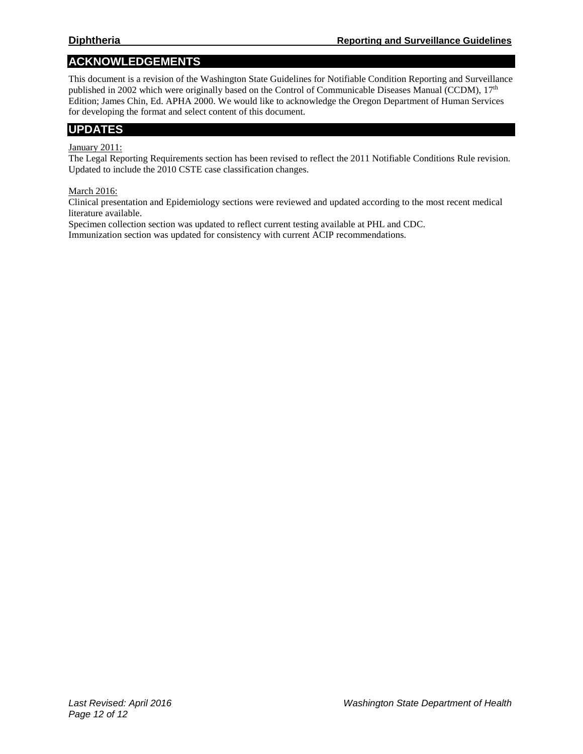## ACKNOWLEDGEMENTS

This document is a revision of the Washington State Guidelines for Notifiable Condition Reporting and Surveillance published in 2002 which were originally based on the Control of Communicable Diseases Manual (CCDM), 17th Edition; James Chin, Ed. APHA 2000. We would like to acknowledge the Oregon Department of Human Services for developing the format and select content of this document.

## UPDATES

January 2011:
The Legal Reporting Requirements section has been revised to reflect the 2011 Notifiable Conditions Rule revision. Updated to include the 2010 CSTE case classification changes.

March 2016:
Clinical presentation and Epidemiology sections were reviewed and updated according to the most recent medical literature available.
Specimen collection section was updated to reflect current testing available at PHL and CDC.
Immunization section was updated for consistency with current ACIP recommendations.